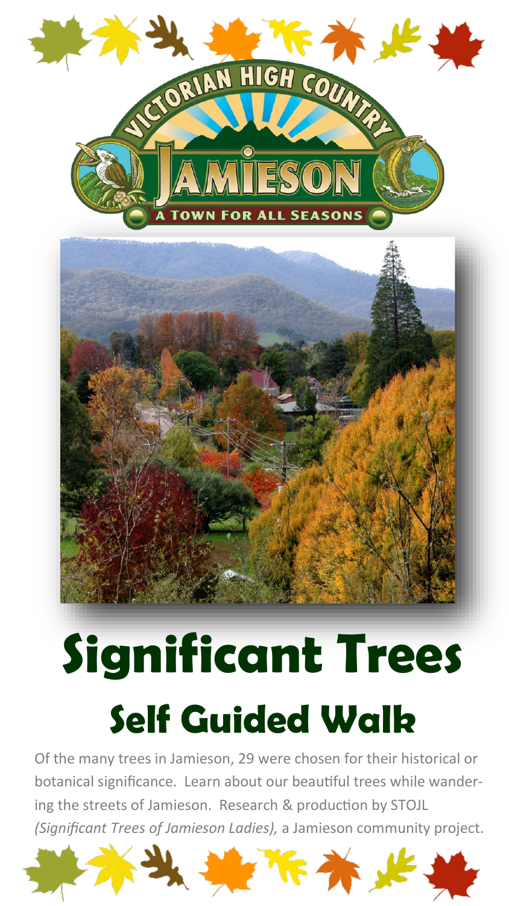# Significant Trees

## Self Guided Walk

Of the many trees in Jamieson, 29 were chosen for their historical or botanical significance. Learn about our beautiful trees while wandering the streets of Jamieson. Research & production by STOJL *(Significant Trees of Jamieson Ladies),* a Jamieson community project.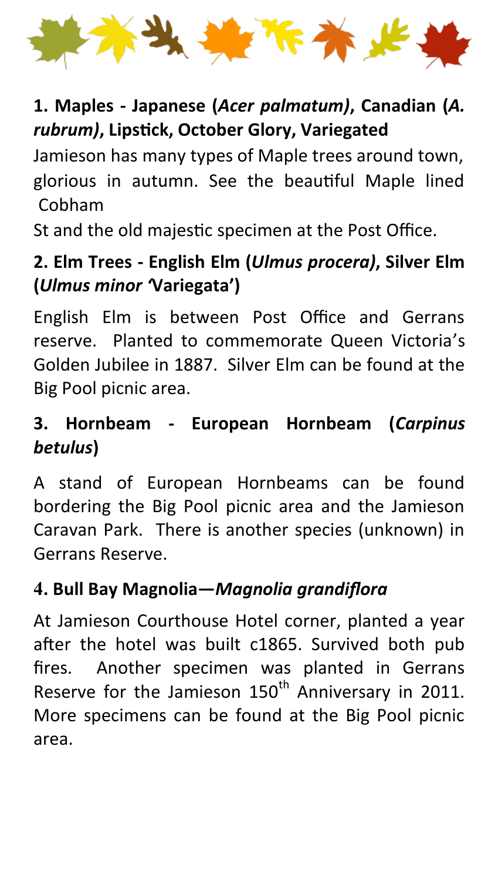### 1. Maples - Japanese (*Acer palmatum)*, Canadian (*A. rubrum)*, Lipstick, October Glory, Variegated

Jamieson has many types of Maple trees around town, glorious in autumn. See the beautiful Maple lined Cobham St and the old majestic specimen at the Post Office.

### 2. Elm Trees - English Elm (*Ulmus procera)*, Silver Elm (*Ulmus minor '*Variegata')

English Elm is between Post Office and Gerrans reserve. Planted to commemorate Queen Victoria's Golden Jubilee in 1887. Silver Elm can be found at the Big Pool picnic area.

### 3. Hornbeam - European Hornbeam (*Carpinus betulus*)

A stand of European Hornbeams can be found bordering the Big Pool picnic area and the Jamieson Caravan Park. There is another species (unknown) in Gerrans Reserve.

### 4. Bull Bay Magnolia—*Magnolia grandiflora*

At Jamieson Courthouse Hotel corner, planted a year after the hotel was built c1865. Survived both pub fires. Another specimen was planted in Gerrans Reserve for the Jamieson 150th Anniversary in 2011. More specimens can be found at the Big Pool picnic area.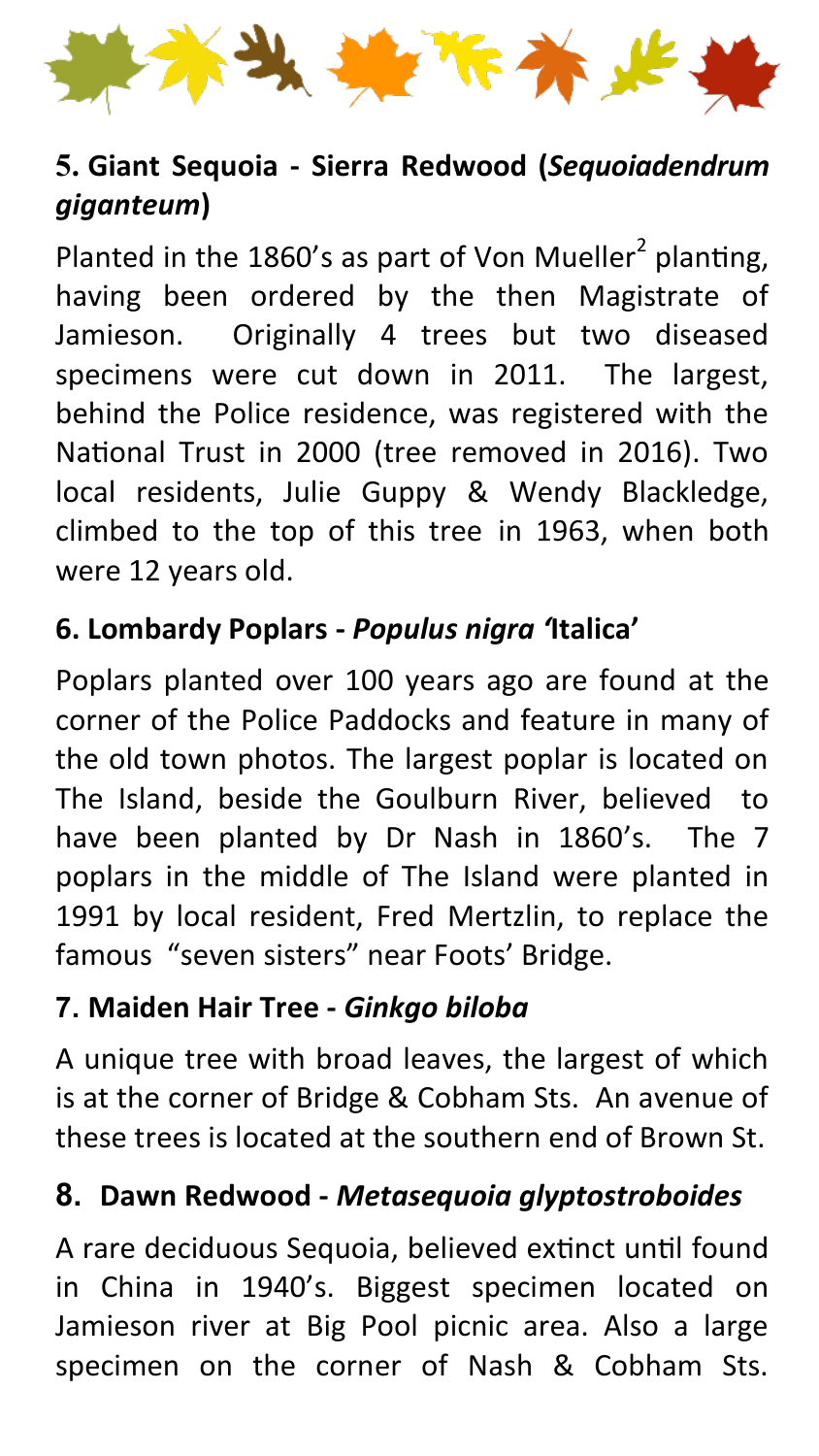## 5. Giant Sequoia - Sierra Redwood (*Sequoiadendrum giganteum*)

Planted in the 1860's as part of Von Mueller[2] planting, having been ordered by the then Magistrate of Jamieson. Originally 4 trees but two diseased specimens were cut down in 2011. The largest, behind the Police residence, was registered with the National Trust in 2000 (tree removed in 2016). Two local residents, Julie Guppy & Wendy Blackledge, climbed to the top of this tree in 1963, when both were 12 years old.

## 6. Lombardy Poplars - *Populus nigra '*Italica'

Poplars planted over 100 years ago are found at the corner of the Police Paddocks and feature in many of the old town photos. The largest poplar is located on The Island, beside the Goulburn River, believed to have been planted by Dr Nash in 1860's. The 7 poplars in the middle of The Island were planted in 1991 by local resident, Fred Mertzlin, to replace the famous "seven sisters" near Foots' Bridge.

## 7. Maiden Hair Tree - *Ginkgo biloba*

A unique tree with broad leaves, the largest of which is at the corner of Bridge & Cobham Sts. An avenue of these trees is located at the southern end of Brown St.

## 8. Dawn Redwood - *Metasequoia glyptostroboides*

A rare deciduous Sequoia, believed extinct until found in China in 1940's. Biggest specimen located on Jamieson river at Big Pool picnic area. Also a large specimen on the corner of Nash & Cobham Sts.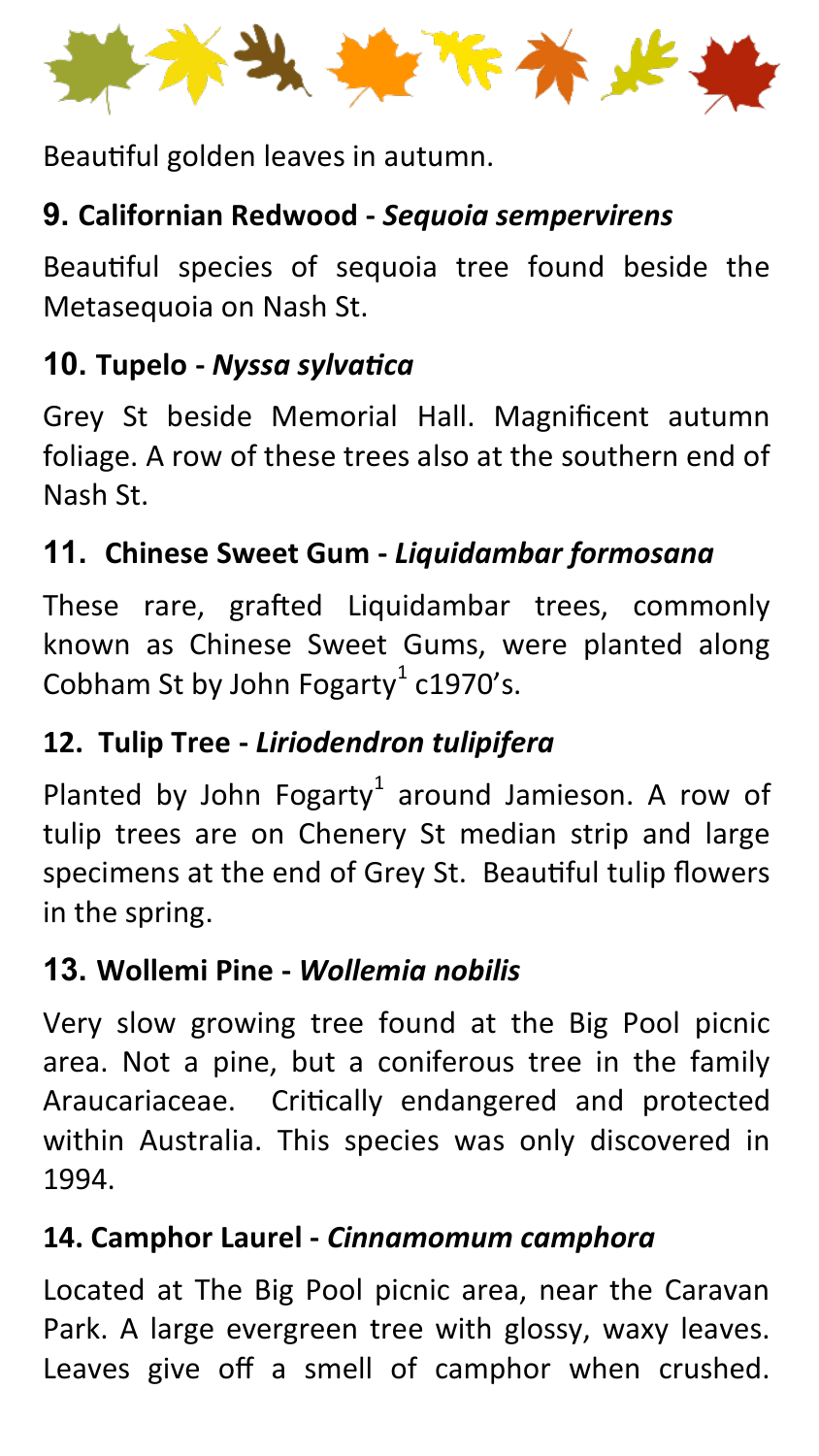Beautiful golden leaves in autumn.

### 9. Californian Redwood - *Sequoia sempervirens*

Beautiful species of sequoia tree found beside the Metasequoia on Nash St.

### 10. Tupelo - *Nyssa sylvatica*

Grey St beside Memorial Hall. Magnificent autumn foliage. A row of these trees also at the southern end of Nash St.

### 11. Chinese Sweet Gum - *Liquidambar formosana*

These rare, grafted Liquidambar trees, commonly known as Chinese Sweet Gums, were planted along Cobham St by John Fogarty[1] c1970's.

### 12. Tulip Tree - *Liriodendron tulipifera*

Planted by John Fogarty[1] around Jamieson. A row of tulip trees are on Chenery St median strip and large specimens at the end of Grey St. Beautiful tulip flowers in the spring.

### 13. Wollemi Pine - *Wollemia nobilis*

Very slow growing tree found at the Big Pool picnic area. Not a pine, but a coniferous tree in the family Araucariaceae. Critically endangered and protected within Australia. This species was only discovered in 1994.

### 14. Camphor Laurel - *Cinnamomum camphora*

Located at The Big Pool picnic area, near the Caravan Park. A large evergreen tree with glossy, waxy leaves. Leaves give off a smell of camphor when crushed.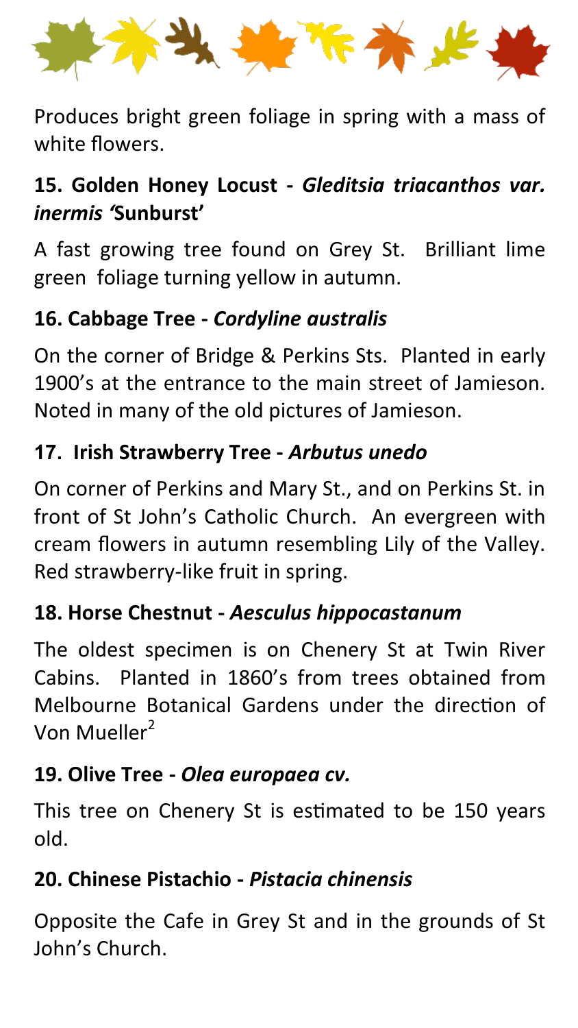Produces bright green foliage in spring with a mass of white flowers.

### 15. Golden Honey Locust - *Gleditsia triacanthos var. inermis '*Sunburst'

A fast growing tree found on Grey St.  Brilliant lime green foliage turning yellow in autumn.

### 16. Cabbage Tree - *Cordyline australis*

On the corner of Bridge & Perkins Sts.  Planted in early 1900's at the entrance to the main street of Jamieson. Noted in many of the old pictures of Jamieson.

### 17. Irish Strawberry Tree - *Arbutus unedo*

On corner of Perkins and Mary St., and on Perkins St. in front of St John's Catholic Church.  An evergreen with cream flowers in autumn resembling Lily of the Valley. Red strawberry-like fruit in spring.

### 18. Horse Chestnut - *Aesculus hippocastanum*

The oldest specimen is on Chenery St at Twin River Cabins.  Planted in 1860's from trees obtained from Melbourne Botanical Gardens under the direction of Von Mueller[2]

### 19. Olive Tree - *Olea europaea cv.*

This tree on Chenery St is estimated to be 150 years old.

### 20. Chinese Pistachio - *Pistacia chinensis*

Opposite the Cafe in Grey St and in the grounds of St John's Church.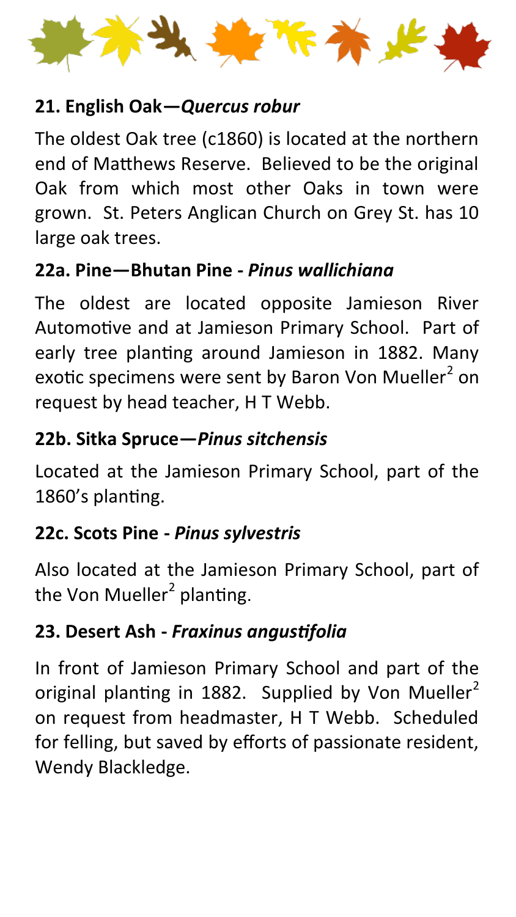## 21. English Oak—*Quercus robur*

The oldest Oak tree (c1860) is located at the northern end of Matthews Reserve. Believed to be the original Oak from which most other Oaks in town were grown. St. Peters Anglican Church on Grey St. has 10 large oak trees.

## 22a. Pine—Bhutan Pine - *Pinus wallichiana*

The oldest are located opposite Jamieson River Automotive and at Jamieson Primary School. Part of early tree planting around Jamieson in 1882. Many exotic specimens were sent by Baron Von Mueller[2] on request by head teacher, H T Webb.

## 22b. Sitka Spruce—*Pinus sitchensis*

Located at the Jamieson Primary School, part of the 1860's planting.

## 22c. Scots Pine - *Pinus sylvestris*

Also located at the Jamieson Primary School, part of the Von Mueller[2] planting.

## 23. Desert Ash - *Fraxinus angustifolia*

In front of Jamieson Primary School and part of the original planting in 1882. Supplied by Von Mueller[2] on request from headmaster, H T Webb. Scheduled for felling, but saved by efforts of passionate resident, Wendy Blackledge.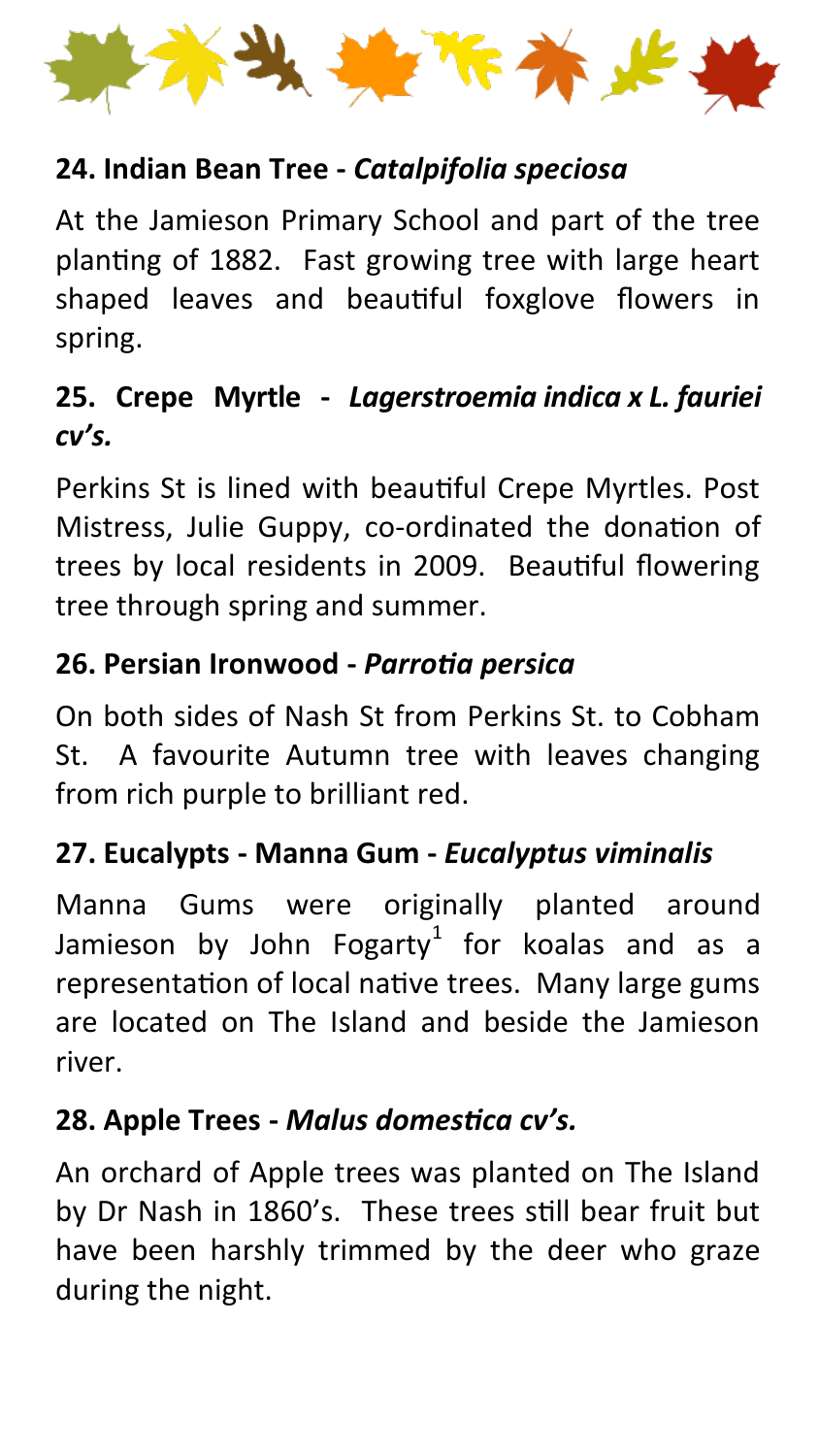## 24. Indian Bean Tree - *Catalpifolia speciosa*

At the Jamieson Primary School and part of the tree planting of 1882. Fast growing tree with large heart shaped leaves and beautiful foxglove flowers in spring.

## 25. Crepe Myrtle - *Lagerstroemia indica x L. fauriei cv's.*

Perkins St is lined with beautiful Crepe Myrtles. Post Mistress, Julie Guppy, co-ordinated the donation of trees by local residents in 2009. Beautiful flowering tree through spring and summer.

## 26. Persian Ironwood - *Parrotia persica*

On both sides of Nash St from Perkins St. to Cobham St. A favourite Autumn tree with leaves changing from rich purple to brilliant red.

## 27. Eucalypts - Manna Gum - *Eucalyptus viminalis*

Manna Gums were originally planted around Jamieson by John Fogarty[1] for koalas and as a representation of local native trees. Many large gums are located on The Island and beside the Jamieson river.

## 28. Apple Trees - *Malus domestica cv's.*

An orchard of Apple trees was planted on The Island by Dr Nash in 1860's. These trees still bear fruit but have been harshly trimmed by the deer who graze during the night.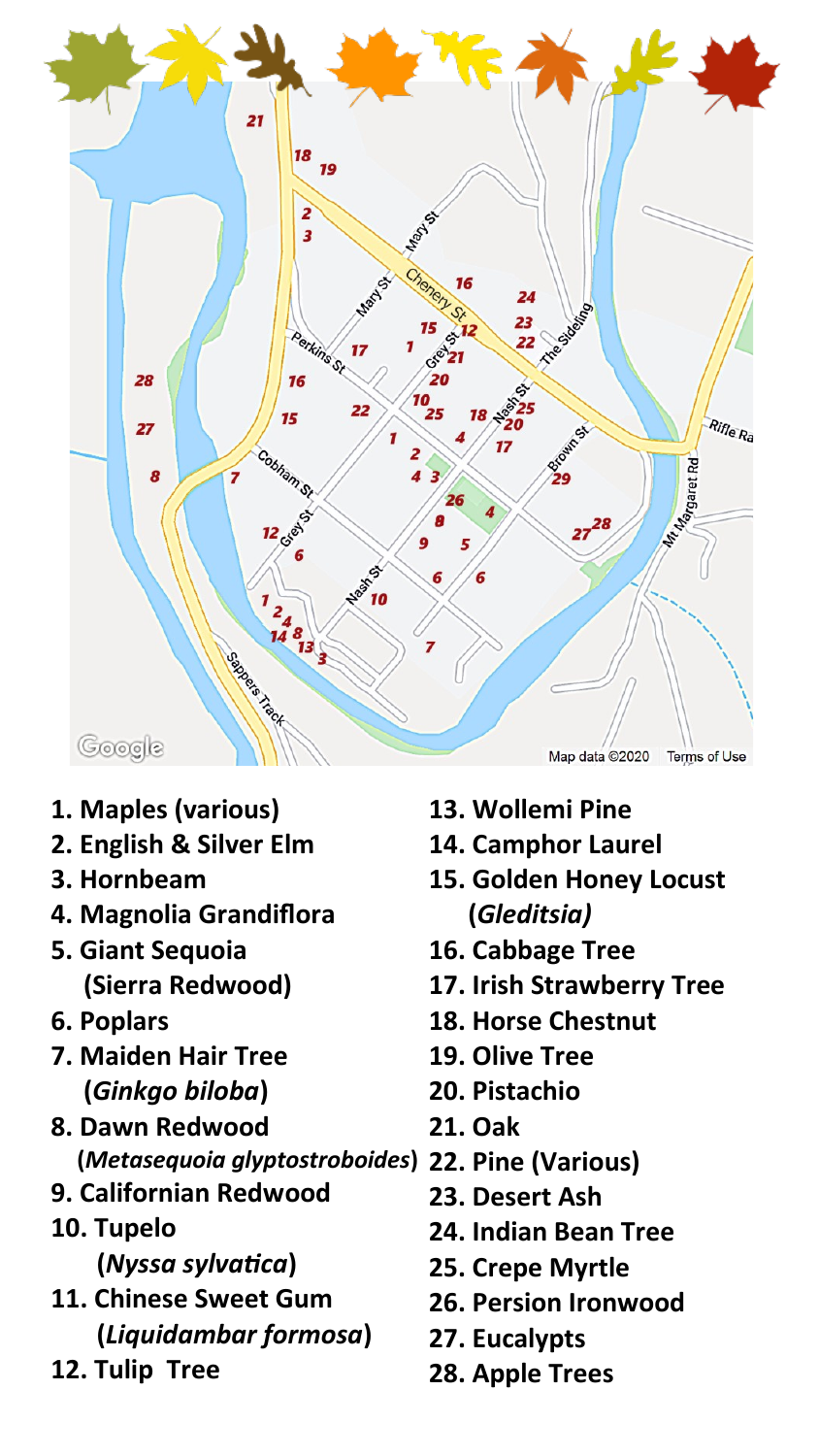1. Maples (various)
2. English & Silver Elm
3. Hornbeam
4. Magnolia Grandiflora
5. Giant Sequoia (Sierra Redwood)
6. Poplars
7. Maiden Hair Tree (*Ginkgo biloba*)
8. Dawn Redwood (*Metasequoia glyptostroboides*)
9. Californian Redwood
10. Tupelo (*Nyssa sylvatica*)
11. Chinese Sweet Gum (*Liquidambar formosa*)
12. Tulip Tree
13. Wollemi Pine
14. Camphor Laurel
15. Golden Honey Locust (*Gleditsia)*
16. Cabbage Tree
17. Irish Strawberry Tree
18. Horse Chestnut
19. Olive Tree
20. Pistachio
21. Oak
22. Pine (Various)
23. Desert Ash
24. Indian Bean Tree
25. Crepe Myrtle
26. Persion Ironwood
27. Eucalypts
28. Apple Trees